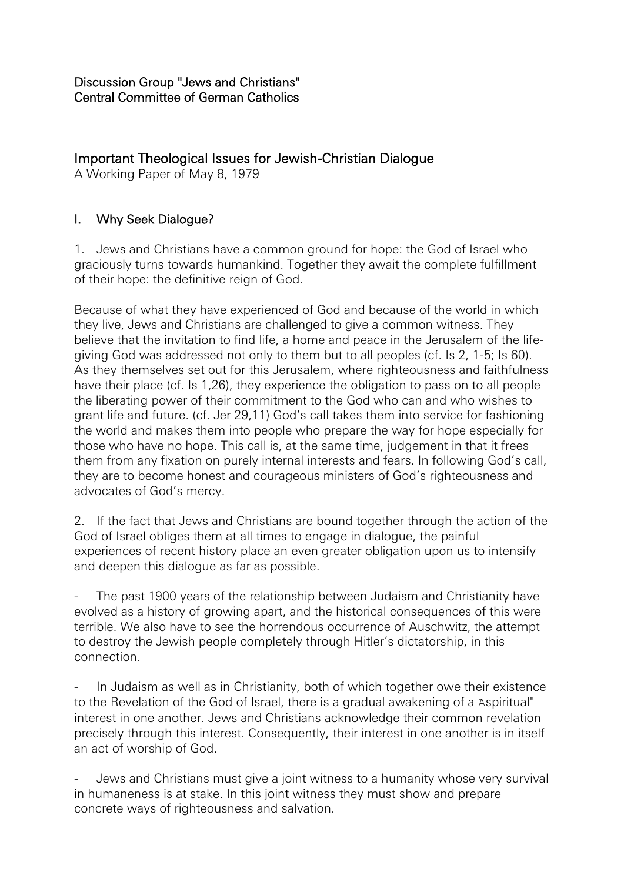Discussion Group "Jews and Christians"
Central Committee of German Catholics

# Important Theological Issues for Jewish-Christian Dialogue

A Working Paper of May 8, 1979

## I. Why Seek Dialogue?

1. Jews and Christians have a common ground for hope: the God of Israel who graciously turns towards humankind. Together they await the complete fulfillment of their hope: the definitive reign of God.

Because of what they have experienced of God and because of the world in which they live, Jews and Christians are challenged to give a common witness. They believe that the invitation to find life, a home and peace in the Jerusalem of the life-giving God was addressed not only to them but to all peoples (cf. Is 2, 1-5; Is 60). As they themselves set out for this Jerusalem, where righteousness and faithfulness have their place (cf. Is 1,26), they experience the obligation to pass on to all people the liberating power of their commitment to the God who can and who wishes to grant life and future. (cf. Jer 29,11) God's call takes them into service for fashioning the world and makes them into people who prepare the way for hope especially for those who have no hope. This call is, at the same time, judgement in that it frees them from any fixation on purely internal interests and fears. In following God's call, they are to become honest and courageous ministers of God's righteousness and advocates of God's mercy.

2. If the fact that Jews and Christians are bound together through the action of the God of Israel obliges them at all times to engage in dialogue, the painful experiences of recent history place an even greater obligation upon us to intensify and deepen this dialogue as far as possible.

- The past 1900 years of the relationship between Judaism and Christianity have evolved as a history of growing apart, and the historical consequences of this were terrible. We also have to see the horrendous occurrence of Auschwitz, the attempt to destroy the Jewish people completely through Hitler's dictatorship, in this connection.

- In Judaism as well as in Christianity, both of which together owe their existence to the Revelation of the God of Israel, there is a gradual awakening of a Aspiritual" interest in one another. Jews and Christians acknowledge their common revelation precisely through this interest. Consequently, their interest in one another is in itself an act of worship of God.

- Jews and Christians must give a joint witness to a humanity whose very survival in humaneness is at stake. In this joint witness they must show and prepare concrete ways of righteousness and salvation.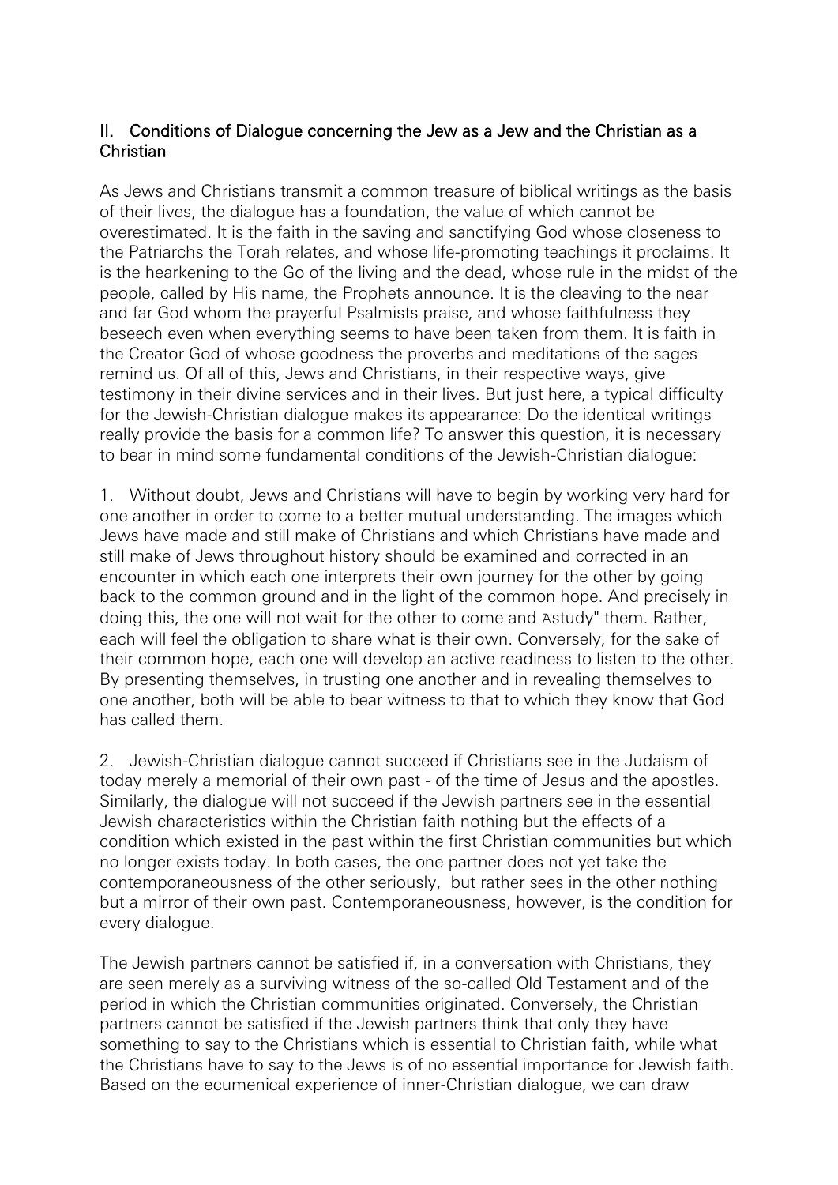## II. Conditions of Dialogue concerning the Jew as a Jew and the Christian as a Christian

As Jews and Christians transmit a common treasure of biblical writings as the basis of their lives, the dialogue has a foundation, the value of which cannot be overestimated. It is the faith in the saving and sanctifying God whose closeness to the Patriarchs the Torah relates, and whose life-promoting teachings it proclaims. It is the hearkening to the Go of the living and the dead, whose rule in the midst of the people, called by His name, the Prophets announce. It is the cleaving to the near and far God whom the prayerful Psalmists praise, and whose faithfulness they beseech even when everything seems to have been taken from them. It is faith in the Creator God of whose goodness the proverbs and meditations of the sages remind us. Of all of this, Jews and Christians, in their respective ways, give testimony in their divine services and in their lives. But just here, a typical difficulty for the Jewish-Christian dialogue makes its appearance: Do the identical writings really provide the basis for a common life? To answer this question, it is necessary to bear in mind some fundamental conditions of the Jewish-Christian dialogue:

1. Without doubt, Jews and Christians will have to begin by working very hard for one another in order to come to a better mutual understanding. The images which Jews have made and still make of Christians and which Christians have made and still make of Jews throughout history should be examined and corrected in an encounter in which each one interprets their own journey for the other by going back to the common ground and in the light of the common hope. And precisely in doing this, the one will not wait for the other to come and Astudy" them. Rather, each will feel the obligation to share what is their own. Conversely, for the sake of their common hope, each one will develop an active readiness to listen to the other. By presenting themselves, in trusting one another and in revealing themselves to one another, both will be able to bear witness to that to which they know that God has called them.

2. Jewish-Christian dialogue cannot succeed if Christians see in the Judaism of today merely a memorial of their own past - of the time of Jesus and the apostles. Similarly, the dialogue will not succeed if the Jewish partners see in the essential Jewish characteristics within the Christian faith nothing but the effects of a condition which existed in the past within the first Christian communities but which no longer exists today. In both cases, the one partner does not yet take the contemporaneousness of the other seriously, but rather sees in the other nothing but a mirror of their own past. Contemporaneousness, however, is the condition for every dialogue.

The Jewish partners cannot be satisfied if, in a conversation with Christians, they are seen merely as a surviving witness of the so-called Old Testament and of the period in which the Christian communities originated. Conversely, the Christian partners cannot be satisfied if the Jewish partners think that only they have something to say to the Christians which is essential to Christian faith, while what the Christians have to say to the Jews is of no essential importance for Jewish faith. Based on the ecumenical experience of inner-Christian dialogue, we can draw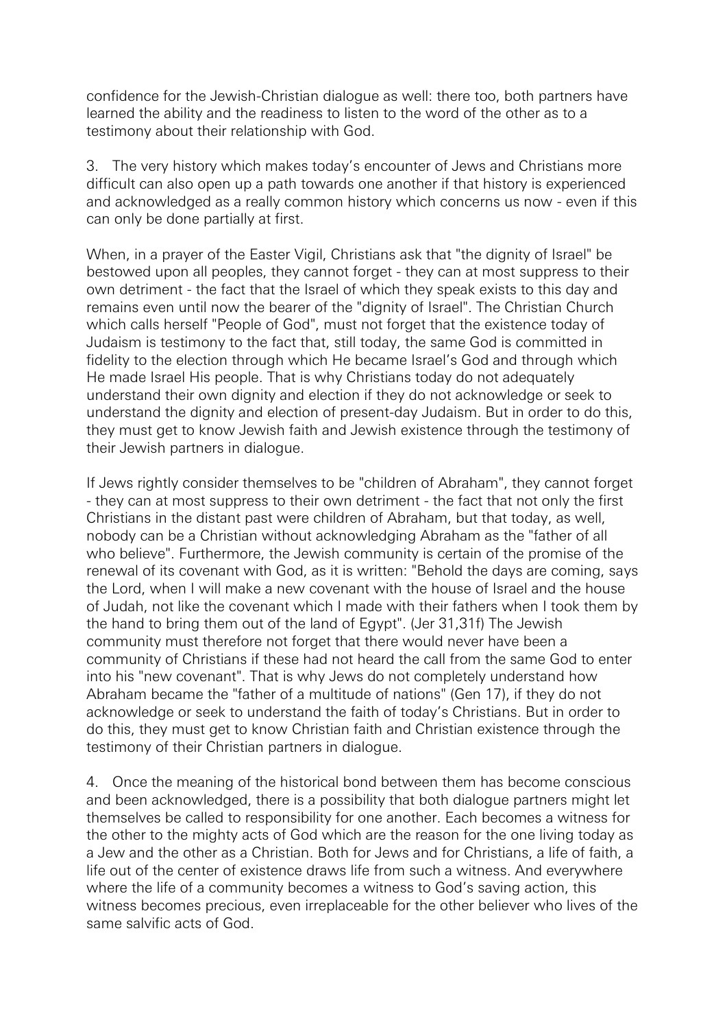confidence for the Jewish-Christian dialogue as well: there too, both partners have learned the ability and the readiness to listen to the word of the other as to a testimony about their relationship with God.

3. The very history which makes today's encounter of Jews and Christians more difficult can also open up a path towards one another if that history is experienced and acknowledged as a really common history which concerns us now - even if this can only be done partially at first.

When, in a prayer of the Easter Vigil, Christians ask that "the dignity of Israel" be bestowed upon all peoples, they cannot forget - they can at most suppress to their own detriment - the fact that the Israel of which they speak exists to this day and remains even until now the bearer of the "dignity of Israel". The Christian Church which calls herself "People of God", must not forget that the existence today of Judaism is testimony to the fact that, still today, the same God is committed in fidelity to the election through which He became Israel's God and through which He made Israel His people. That is why Christians today do not adequately understand their own dignity and election if they do not acknowledge or seek to understand the dignity and election of present-day Judaism. But in order to do this, they must get to know Jewish faith and Jewish existence through the testimony of their Jewish partners in dialogue.

If Jews rightly consider themselves to be "children of Abraham", they cannot forget - they can at most suppress to their own detriment - the fact that not only the first Christians in the distant past were children of Abraham, but that today, as well, nobody can be a Christian without acknowledging Abraham as the "father of all who believe". Furthermore, the Jewish community is certain of the promise of the renewal of its covenant with God, as it is written: "Behold the days are coming, says the Lord, when I will make a new covenant with the house of Israel and the house of Judah, not like the covenant which I made with their fathers when I took them by the hand to bring them out of the land of Egypt". (Jer 31,31f) The Jewish community must therefore not forget that there would never have been a community of Christians if these had not heard the call from the same God to enter into his "new covenant". That is why Jews do not completely understand how Abraham became the "father of a multitude of nations" (Gen 17), if they do not acknowledge or seek to understand the faith of today's Christians. But in order to do this, they must get to know Christian faith and Christian existence through the testimony of their Christian partners in dialogue.

4. Once the meaning of the historical bond between them has become conscious and been acknowledged, there is a possibility that both dialogue partners might let themselves be called to responsibility for one another. Each becomes a witness for the other to the mighty acts of God which are the reason for the one living today as a Jew and the other as a Christian. Both for Jews and for Christians, a life of faith, a life out of the center of existence draws life from such a witness. And everywhere where the life of a community becomes a witness to God's saving action, this witness becomes precious, even irreplaceable for the other believer who lives of the same salvific acts of God.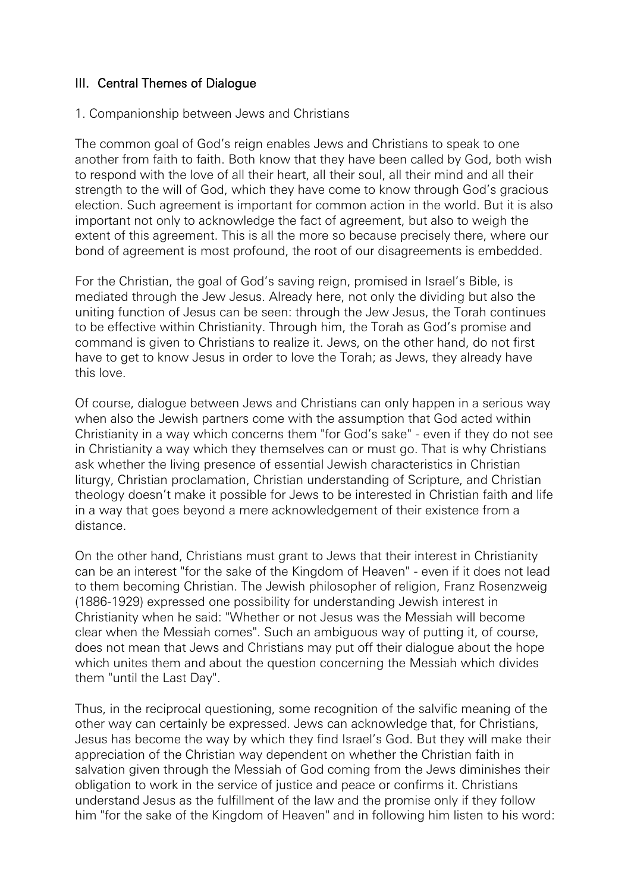## III. Central Themes of Dialogue

### 1. Companionship between Jews and Christians

The common goal of God's reign enables Jews and Christians to speak to one another from faith to faith. Both know that they have been called by God, both wish to respond with the love of all their heart, all their soul, all their mind and all their strength to the will of God, which they have come to know through God's gracious election. Such agreement is important for common action in the world. But it is also important not only to acknowledge the fact of agreement, but also to weigh the extent of this agreement. This is all the more so because precisely there, where our bond of agreement is most profound, the root of our disagreements is embedded.

For the Christian, the goal of God's saving reign, promised in Israel's Bible, is mediated through the Jew Jesus. Already here, not only the dividing but also the uniting function of Jesus can be seen: through the Jew Jesus, the Torah continues to be effective within Christianity. Through him, the Torah as God's promise and command is given to Christians to realize it. Jews, on the other hand, do not first have to get to know Jesus in order to love the Torah; as Jews, they already have this love.

Of course, dialogue between Jews and Christians can only happen in a serious way when also the Jewish partners come with the assumption that God acted within Christianity in a way which concerns them "for God's sake" - even if they do not see in Christianity a way which they themselves can or must go. That is why Christians ask whether the living presence of essential Jewish characteristics in Christian liturgy, Christian proclamation, Christian understanding of Scripture, and Christian theology doesn't make it possible for Jews to be interested in Christian faith and life in a way that goes beyond a mere acknowledgement of their existence from a distance.

On the other hand, Christians must grant to Jews that their interest in Christianity can be an interest "for the sake of the Kingdom of Heaven" - even if it does not lead to them becoming Christian. The Jewish philosopher of religion, Franz Rosenzweig (1886-1929) expressed one possibility for understanding Jewish interest in Christianity when he said: "Whether or not Jesus was the Messiah will become clear when the Messiah comes". Such an ambiguous way of putting it, of course, does not mean that Jews and Christians may put off their dialogue about the hope which unites them and about the question concerning the Messiah which divides them "until the Last Day".

Thus, in the reciprocal questioning, some recognition of the salvific meaning of the other way can certainly be expressed. Jews can acknowledge that, for Christians, Jesus has become the way by which they find Israel's God. But they will make their appreciation of the Christian way dependent on whether the Christian faith in salvation given through the Messiah of God coming from the Jews diminishes their obligation to work in the service of justice and peace or confirms it. Christians understand Jesus as the fulfillment of the law and the promise only if they follow him "for the sake of the Kingdom of Heaven" and in following him listen to his word: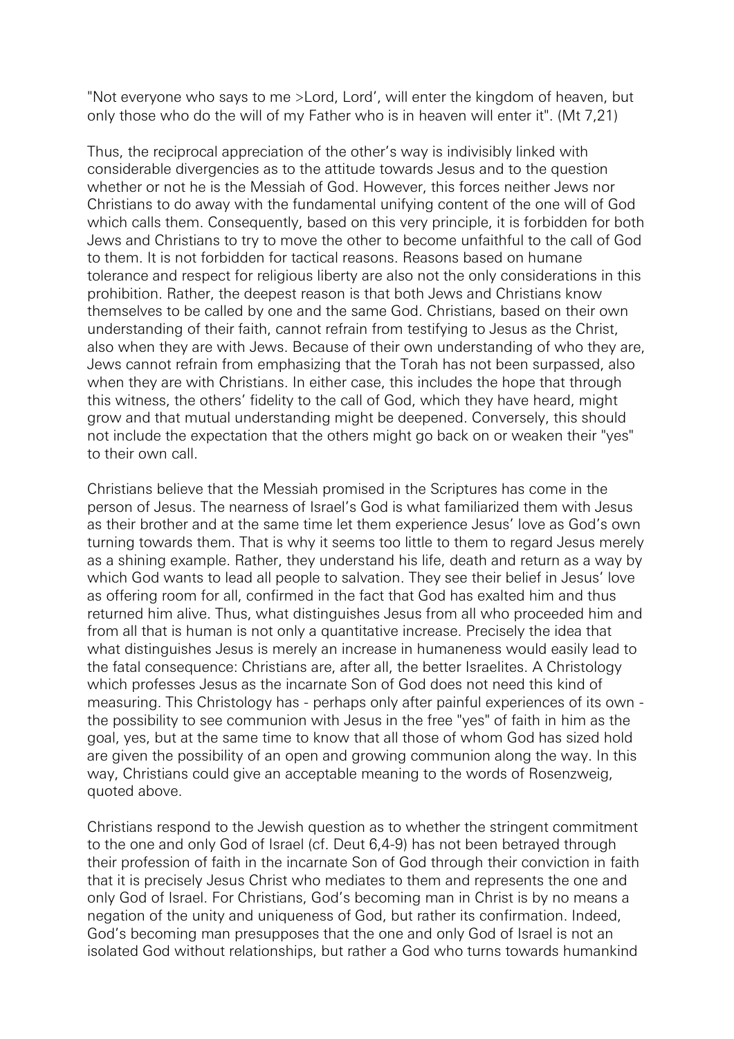"Not everyone who says to me >Lord, Lord', will enter the kingdom of heaven, but only those who do the will of my Father who is in heaven will enter it". (Mt 7,21)

Thus, the reciprocal appreciation of the other's way is indivisibly linked with considerable divergencies as to the attitude towards Jesus and to the question whether or not he is the Messiah of God. However, this forces neither Jews nor Christians to do away with the fundamental unifying content of the one will of God which calls them. Consequently, based on this very principle, it is forbidden for both Jews and Christians to try to move the other to become unfaithful to the call of God to them. It is not forbidden for tactical reasons. Reasons based on humane tolerance and respect for religious liberty are also not the only considerations in this prohibition. Rather, the deepest reason is that both Jews and Christians know themselves to be called by one and the same God. Christians, based on their own understanding of their faith, cannot refrain from testifying to Jesus as the Christ, also when they are with Jews. Because of their own understanding of who they are, Jews cannot refrain from emphasizing that the Torah has not been surpassed, also when they are with Christians. In either case, this includes the hope that through this witness, the others' fidelity to the call of God, which they have heard, might grow and that mutual understanding might be deepened. Conversely, this should not include the expectation that the others might go back on or weaken their "yes" to their own call.

Christians believe that the Messiah promised in the Scriptures has come in the person of Jesus. The nearness of Israel's God is what familiarized them with Jesus as their brother and at the same time let them experience Jesus' love as God's own turning towards them. That is why it seems too little to them to regard Jesus merely as a shining example. Rather, they understand his life, death and return as a way by which God wants to lead all people to salvation. They see their belief in Jesus' love as offering room for all, confirmed in the fact that God has exalted him and thus returned him alive. Thus, what distinguishes Jesus from all who proceeded him and from all that is human is not only a quantitative increase. Precisely the idea that what distinguishes Jesus is merely an increase in humaneness would easily lead to the fatal consequence: Christians are, after all, the better Israelites. A Christology which professes Jesus as the incarnate Son of God does not need this kind of measuring. This Christology has - perhaps only after painful experiences of its own - the possibility to see communion with Jesus in the free "yes" of faith in him as the goal, yes, but at the same time to know that all those of whom God has sized hold are given the possibility of an open and growing communion along the way. In this way, Christians could give an acceptable meaning to the words of Rosenzweig, quoted above.

Christians respond to the Jewish question as to whether the stringent commitment to the one and only God of Israel (cf. Deut 6,4-9) has not been betrayed through their profession of faith in the incarnate Son of God through their conviction in faith that it is precisely Jesus Christ who mediates to them and represents the one and only God of Israel. For Christians, God's becoming man in Christ is by no means a negation of the unity and uniqueness of God, but rather its confirmation. Indeed, God's becoming man presupposes that the one and only God of Israel is not an isolated God without relationships, but rather a God who turns towards humankind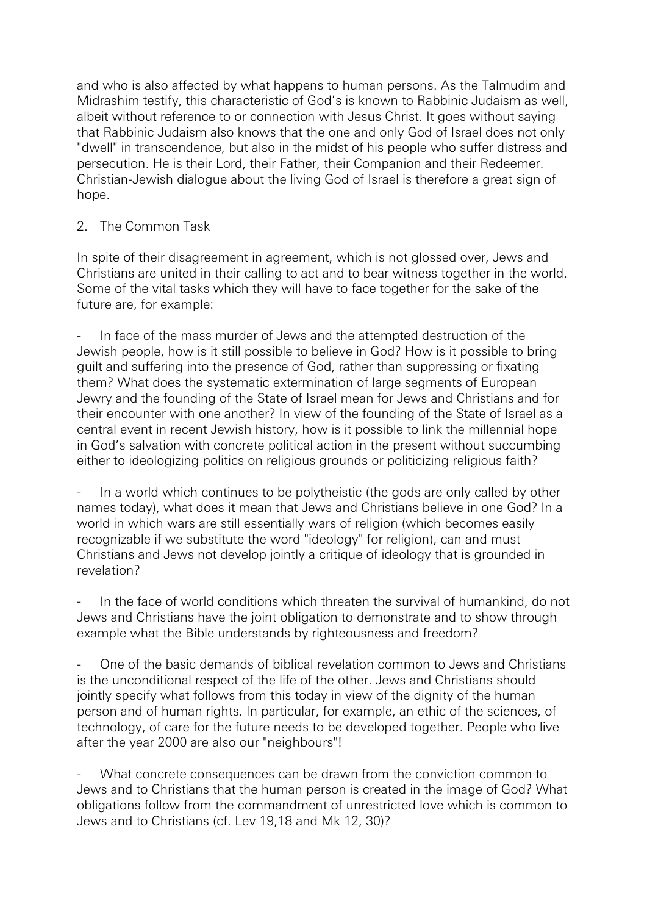and who is also affected by what happens to human persons. As the Talmudim and Midrashim testify, this characteristic of God's is known to Rabbinic Judaism as well, albeit without reference to or connection with Jesus Christ. It goes without saying that Rabbinic Judaism also knows that the one and only God of Israel does not only "dwell" in transcendence, but also in the midst of his people who suffer distress and persecution. He is their Lord, their Father, their Companion and their Redeemer. Christian-Jewish dialogue about the living God of Israel is therefore a great sign of hope.

## 2. The Common Task

In spite of their disagreement in agreement, which is not glossed over, Jews and Christians are united in their calling to act and to bear witness together in the world. Some of the vital tasks which they will have to face together for the sake of the future are, for example:

- In face of the mass murder of Jews and the attempted destruction of the Jewish people, how is it still possible to believe in God? How is it possible to bring guilt and suffering into the presence of God, rather than suppressing or fixating them? What does the systematic extermination of large segments of European Jewry and the founding of the State of Israel mean for Jews and Christians and for their encounter with one another? In view of the founding of the State of Israel as a central event in recent Jewish history, how is it possible to link the millennial hope in God's salvation with concrete political action in the present without succumbing either to ideologizing politics on religious grounds or politicizing religious faith?

- In a world which continues to be polytheistic (the gods are only called by other names today), what does it mean that Jews and Christians believe in one God? In a world in which wars are still essentially wars of religion (which becomes easily recognizable if we substitute the word "ideology" for religion), can and must Christians and Jews not develop jointly a critique of ideology that is grounded in revelation?

- In the face of world conditions which threaten the survival of humankind, do not Jews and Christians have the joint obligation to demonstrate and to show through example what the Bible understands by righteousness and freedom?

- One of the basic demands of biblical revelation common to Jews and Christians is the unconditional respect of the life of the other. Jews and Christians should jointly specify what follows from this today in view of the dignity of the human person and of human rights. In particular, for example, an ethic of the sciences, of technology, of care for the future needs to be developed together. People who live after the year 2000 are also our "neighbours"!

- What concrete consequences can be drawn from the conviction common to Jews and to Christians that the human person is created in the image of God? What obligations follow from the commandment of unrestricted love which is common to Jews and to Christians (cf. Lev 19,18 and Mk 12, 30)?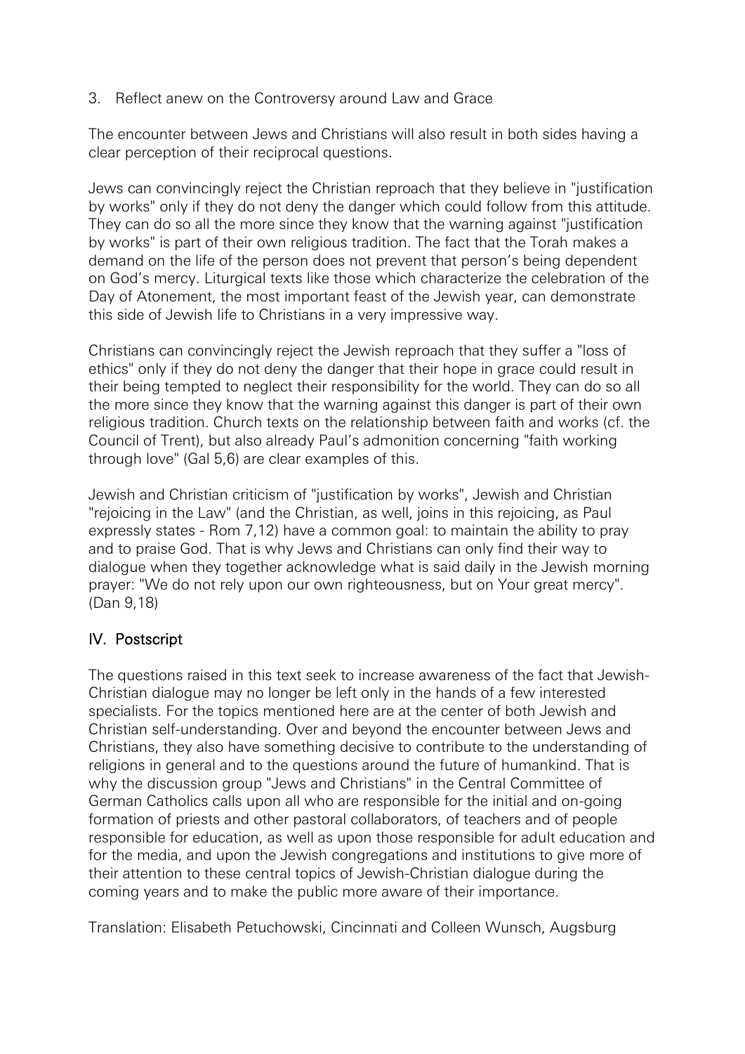### 3. Reflect anew on the Controversy around Law and Grace

The encounter between Jews and Christians will also result in both sides having a clear perception of their reciprocal questions.

Jews can convincingly reject the Christian reproach that they believe in "justification by works" only if they do not deny the danger which could follow from this attitude. They can do so all the more since they know that the warning against "justification by works" is part of their own religious tradition. The fact that the Torah makes a demand on the life of the person does not prevent that person's being dependent on God's mercy. Liturgical texts like those which characterize the celebration of the Day of Atonement, the most important feast of the Jewish year, can demonstrate this side of Jewish life to Christians in a very impressive way.

Christians can convincingly reject the Jewish reproach that they suffer a "loss of ethics" only if they do not deny the danger that their hope in grace could result in their being tempted to neglect their responsibility for the world. They can do so all the more since they know that the warning against this danger is part of their own religious tradition. Church texts on the relationship between faith and works (cf. the Council of Trent), but also already Paul's admonition concerning "faith working through love" (Gal 5,6) are clear examples of this.

Jewish and Christian criticism of "justification by works", Jewish and Christian "rejoicing in the Law" (and the Christian, as well, joins in this rejoicing, as Paul expressly states - Rom 7,12) have a common goal: to maintain the ability to pray and to praise God. That is why Jews and Christians can only find their way to dialogue when they together acknowledge what is said daily in the Jewish morning prayer: "We do not rely upon our own righteousness, but on Your great mercy". (Dan 9,18)

## IV. Postscript

The questions raised in this text seek to increase awareness of the fact that Jewish-Christian dialogue may no longer be left only in the hands of a few interested specialists. For the topics mentioned here are at the center of both Jewish and Christian self-understanding. Over and beyond the encounter between Jews and Christians, they also have something decisive to contribute to the understanding of religions in general and to the questions around the future of humankind. That is why the discussion group "Jews and Christians" in the Central Committee of German Catholics calls upon all who are responsible for the initial and on-going formation of priests and other pastoral collaborators, of teachers and of people responsible for education, as well as upon those responsible for adult education and for the media, and upon the Jewish congregations and institutions to give more of their attention to these central topics of Jewish-Christian dialogue during the coming years and to make the public more aware of their importance.

Translation: Elisabeth Petuchowski, Cincinnati and Colleen Wunsch, Augsburg